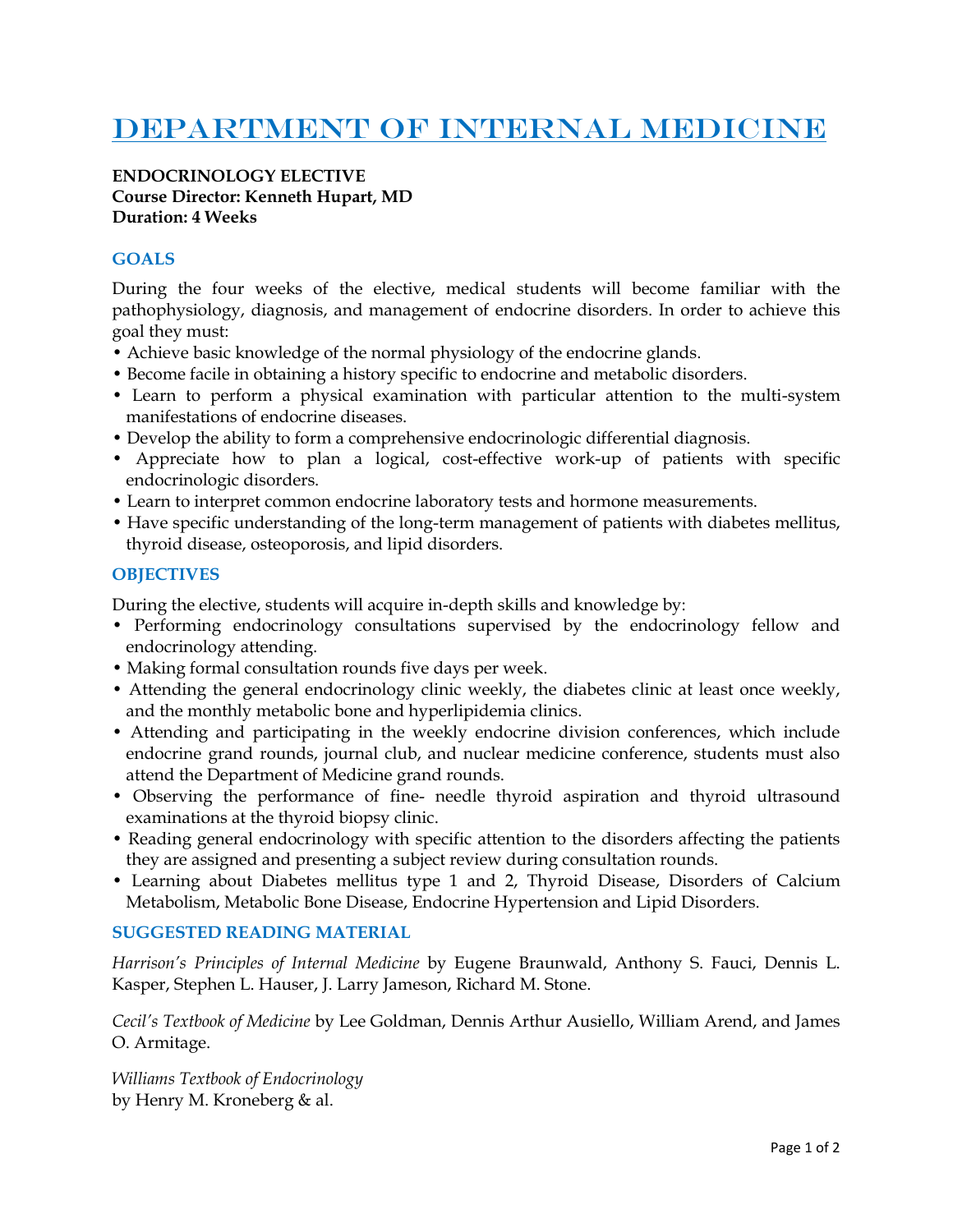# Department of Internal Medicine

**ENDOCRINOLOGY ELECTIVE**
**Course Director: Kenneth Hupart, MD**
**Duration: 4 Weeks**

## GOALS

During the four weeks of the elective, medical students will become familiar with the pathophysiology, diagnosis, and management of endocrine disorders. In order to achieve this goal they must:

- Achieve basic knowledge of the normal physiology of the endocrine glands.
- Become facile in obtaining a history specific to endocrine and metabolic disorders.
- Learn to perform a physical examination with particular attention to the multi-system manifestations of endocrine diseases.
- Develop the ability to form a comprehensive endocrinologic differential diagnosis.
- Appreciate how to plan a logical, cost-effective work-up of patients with specific endocrinologic disorders.
- Learn to interpret common endocrine laboratory tests and hormone measurements.
- Have specific understanding of the long-term management of patients with diabetes mellitus, thyroid disease, osteoporosis, and lipid disorders.

## OBJECTIVES

During the elective, students will acquire in-depth skills and knowledge by:

- Performing endocrinology consultations supervised by the endocrinology fellow and endocrinology attending.
- Making formal consultation rounds five days per week.
- Attending the general endocrinology clinic weekly, the diabetes clinic at least once weekly, and the monthly metabolic bone and hyperlipidemia clinics.
- Attending and participating in the weekly endocrine division conferences, which include endocrine grand rounds, journal club, and nuclear medicine conference, students must also attend the Department of Medicine grand rounds.
- Observing the performance of fine- needle thyroid aspiration and thyroid ultrasound examinations at the thyroid biopsy clinic.
- Reading general endocrinology with specific attention to the disorders affecting the patients they are assigned and presenting a subject review during consultation rounds.
- Learning about Diabetes mellitus type 1 and 2, Thyroid Disease, Disorders of Calcium Metabolism, Metabolic Bone Disease, Endocrine Hypertension and Lipid Disorders.

## SUGGESTED READING MATERIAL

*Harrison's Principles of Internal Medicine* by Eugene Braunwald, Anthony S. Fauci, Dennis L. Kasper, Stephen L. Hauser, J. Larry Jameson, Richard M. Stone.

*Cecil's Textbook of Medicine* by Lee Goldman, Dennis Arthur Ausiello, William Arend, and James O. Armitage.

*Williams Textbook of Endocrinology*
by Henry M. Kroneberg & al.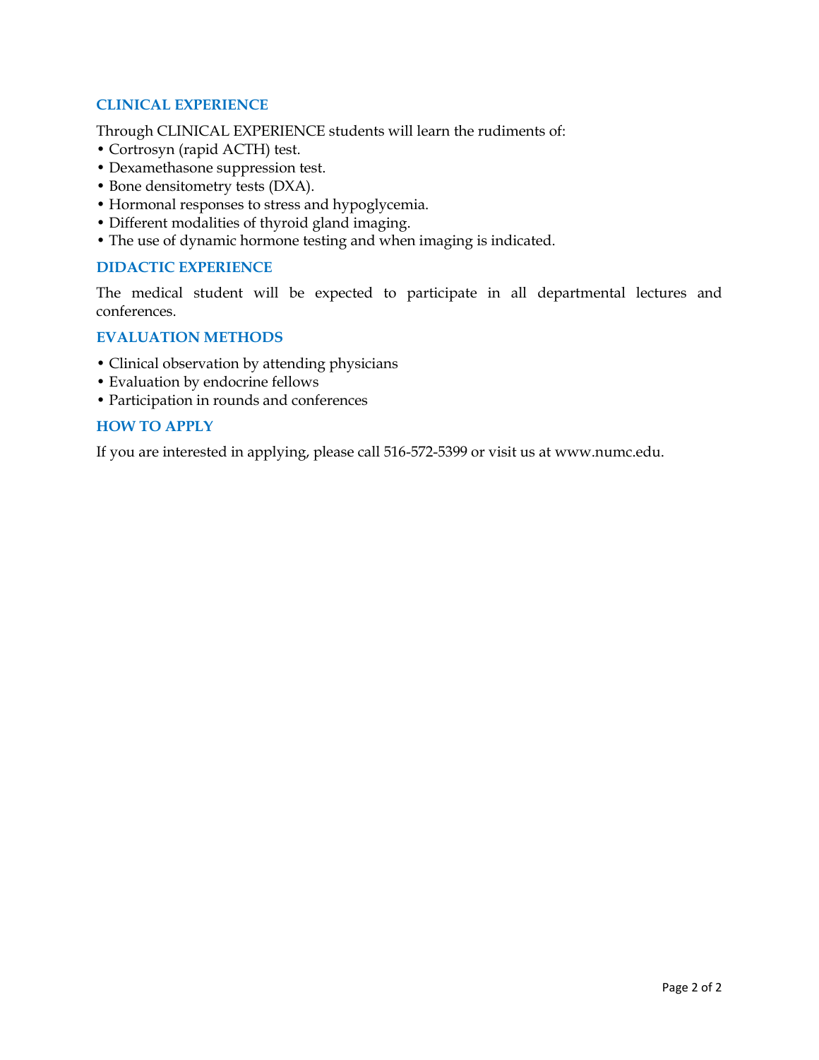## CLINICAL EXPERIENCE

Through CLINICAL EXPERIENCE students will learn the rudiments of:

- Cortrosyn (rapid ACTH) test.
- Dexamethasone suppression test.
- Bone densitometry tests (DXA).
- Hormonal responses to stress and hypoglycemia.
- Different modalities of thyroid gland imaging.
- The use of dynamic hormone testing and when imaging is indicated.

## DIDACTIC EXPERIENCE

The medical student will be expected to participate in all departmental lectures and conferences.

## EVALUATION METHODS

- Clinical observation by attending physicians
- Evaluation by endocrine fellows
- Participation in rounds and conferences

## HOW TO APPLY

If you are interested in applying, please call 516-572-5399 or visit us at www.numc.edu.